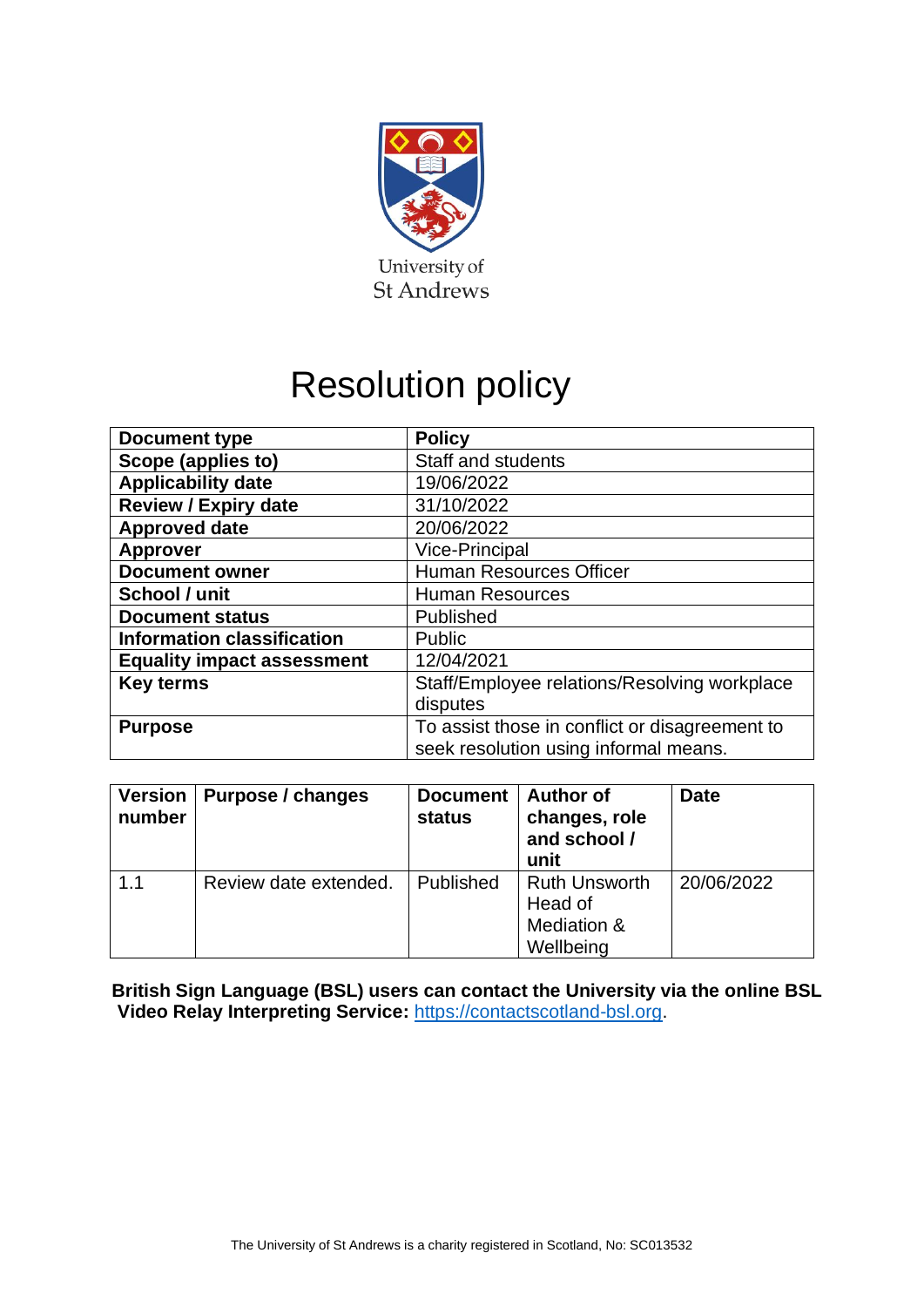University of St Andrews

# Resolution policy

| Document type | Policy |
|---|---|
| Scope (applies to) | Staff and students |
| Applicability date | 19/06/2022 |
| Review / Expiry date | 31/10/2022 |
| Approved date | 20/06/2022 |
| Approver | Vice-Principal |
| Document owner | Human Resources Officer |
| School / unit | Human Resources |
| Document status | Published |
| Information classification | Public |
| Equality impact assessment | 12/04/2021 |
| Key terms | Staff/Employee relations/Resolving workplace disputes |
| Purpose | To assist those in conflict or disagreement to seek resolution using informal means. |

| Version number | Purpose / changes | Document status | Author of changes, role and school / unit | Date |
|---|---|---|---|---|
| 1.1 | Review date extended. | Published | Ruth Unsworth Head of Mediation & Wellbeing | 20/06/2022 |

**British Sign Language (BSL) users can contact the University via the online BSL Video Relay Interpreting Service:** https://contactscotland-bsl.org.

The University of St Andrews is a charity registered in Scotland, No: SC013532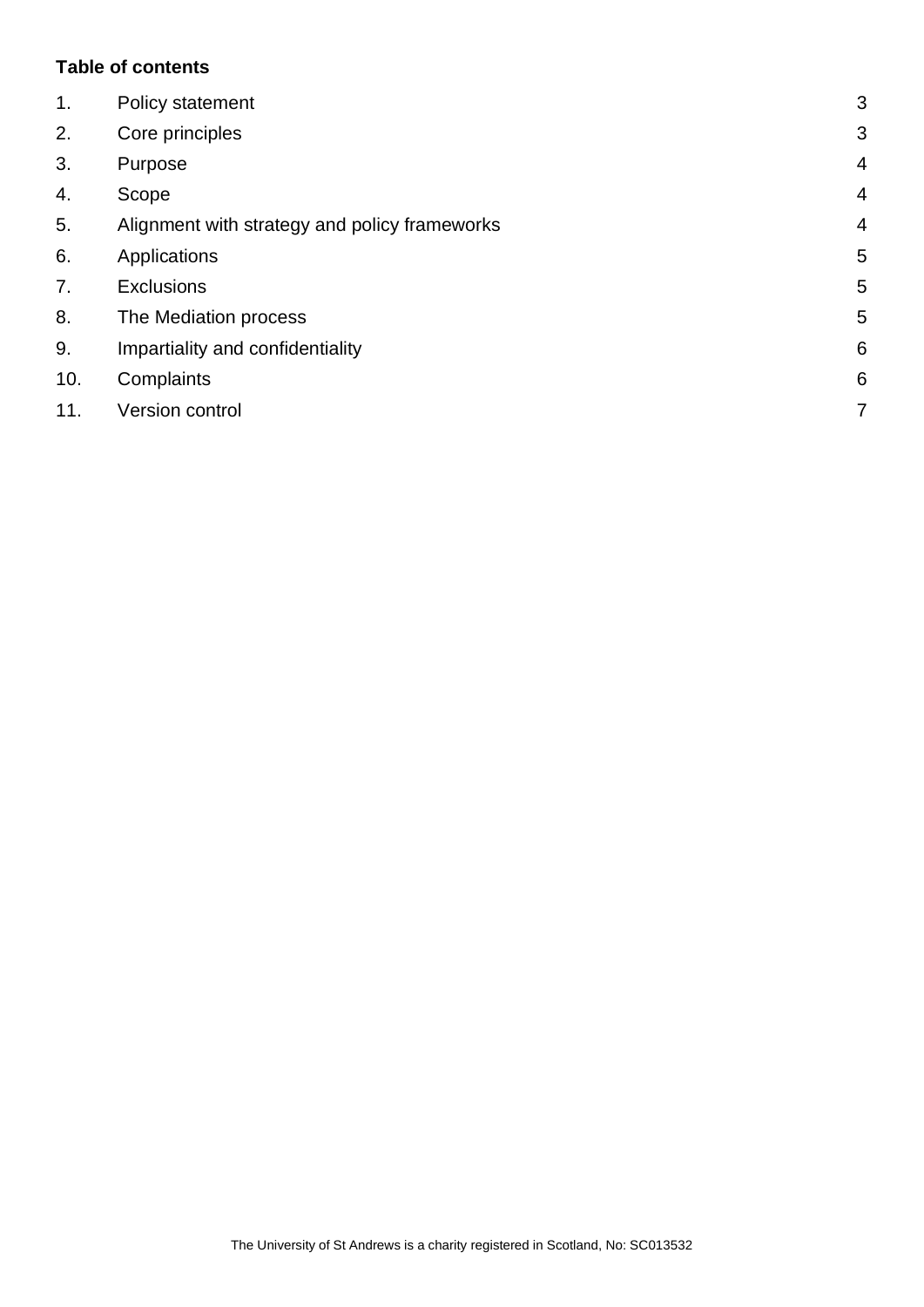**Table of contents**

| | | |
|---|---|---|
| 1. | Policy statement | 3 |
| 2. | Core principles | 3 |
| 3. | Purpose | 4 |
| 4. | Scope | 4 |
| 5. | Alignment with strategy and policy frameworks | 4 |
| 6. | Applications | 5 |
| 7. | Exclusions | 5 |
| 8. | The Mediation process | 5 |
| 9. | Impartiality and confidentiality | 6 |
| 10. | Complaints | 6 |
| 11. | Version control | 7 |

The University of St Andrews is a charity registered in Scotland, No: SC013532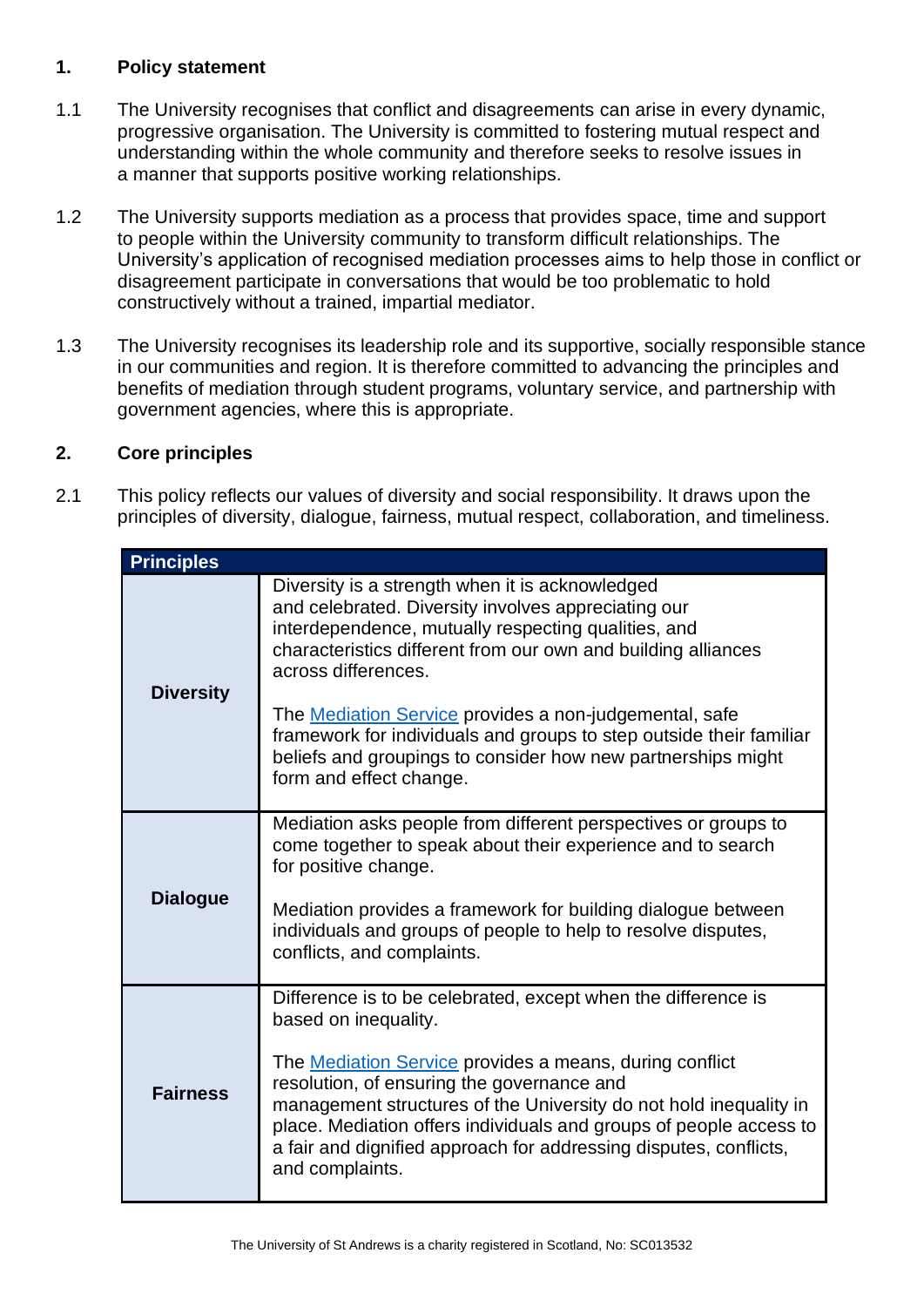## 1. Policy statement

1.1 The University recognises that conflict and disagreements can arise in every dynamic, progressive organisation. The University is committed to fostering mutual respect and understanding within the whole community and therefore seeks to resolve issues in a manner that supports positive working relationships.

1.2 The University supports mediation as a process that provides space, time and support to people within the University community to transform difficult relationships. The University's application of recognised mediation processes aims to help those in conflict or disagreement participate in conversations that would be too problematic to hold constructively without a trained, impartial mediator.

1.3 The University recognises its leadership role and its supportive, socially responsible stance in our communities and region. It is therefore committed to advancing the principles and benefits of mediation through student programs, voluntary service, and partnership with government agencies, where this is appropriate.

## 2. Core principles

2.1 This policy reflects our values of diversity and social responsibility. It draws upon the principles of diversity, dialogue, fairness, mutual respect, collaboration, and timeliness.

| Principles | |
|---|---|
| **Diversity** | Diversity is a strength when it is acknowledged and celebrated. Diversity involves appreciating our interdependence, mutually respecting qualities, and characteristics different from our own and building alliances across differences.<br><br>The Mediation Service provides a non-judgemental, safe framework for individuals and groups to step outside their familiar beliefs and groupings to consider how new partnerships might form and effect change. |
| **Dialogue** | Mediation asks people from different perspectives or groups to come together to speak about their experience and to search for positive change.<br><br>Mediation provides a framework for building dialogue between individuals and groups of people to help to resolve disputes, conflicts, and complaints. |
| **Fairness** | Difference is to be celebrated, except when the difference is based on inequality.<br><br>The Mediation Service provides a means, during conflict resolution, of ensuring the governance and management structures of the University do not hold inequality in place. Mediation offers individuals and groups of people access to a fair and dignified approach for addressing disputes, conflicts, and complaints. |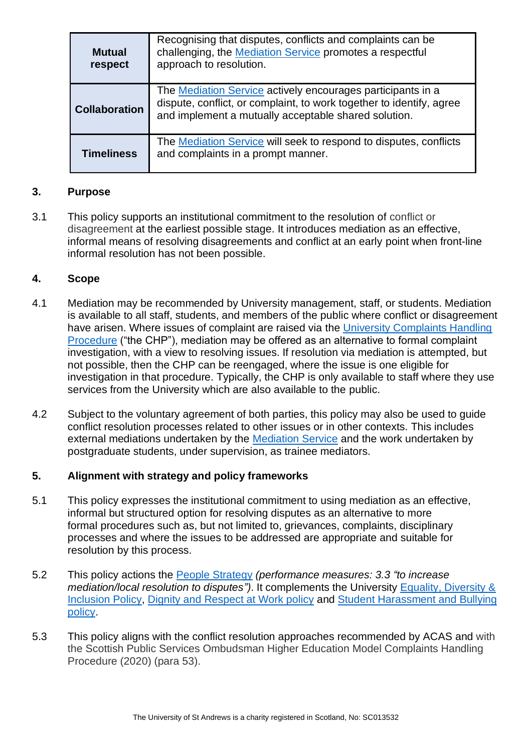| | |
|---|---|
| **Mutual respect** | Recognising that disputes, conflicts and complaints can be challenging, the Mediation Service promotes a respectful approach to resolution. |
| **Collaboration** | The Mediation Service actively encourages participants in a dispute, conflict, or complaint, to work together to identify, agree and implement a mutually acceptable shared solution. |
| **Timeliness** | The Mediation Service will seek to respond to disputes, conflicts and complaints in a prompt manner. |

## 3. Purpose

3.1 This policy supports an institutional commitment to the resolution of conflict or disagreement at the earliest possible stage. It introduces mediation as an effective, informal means of resolving disagreements and conflict at an early point when front-line informal resolution has not been possible.

## 4. Scope

4.1 Mediation may be recommended by University management, staff, or students. Mediation is available to all staff, students, and members of the public where conflict or disagreement have arisen. Where issues of complaint are raised via the University Complaints Handling Procedure ("the CHP"), mediation may be offered as an alternative to formal complaint investigation, with a view to resolving issues. If resolution via mediation is attempted, but not possible, then the CHP can be reengaged, where the issue is one eligible for investigation in that procedure. Typically, the CHP is only available to staff where they use services from the University which are also available to the public.

4.2 Subject to the voluntary agreement of both parties, this policy may also be used to guide conflict resolution processes related to other issues or in other contexts. This includes external mediations undertaken by the Mediation Service and the work undertaken by postgraduate students, under supervision, as trainee mediators.

## 5. Alignment with strategy and policy frameworks

5.1 This policy expresses the institutional commitment to using mediation as an effective, informal but structured option for resolving disputes as an alternative to more formal procedures such as, but not limited to, grievances, complaints, disciplinary processes and where the issues to be addressed are appropriate and suitable for resolution by this process.

5.2 This policy actions the People Strategy *(performance measures: 3.3 "to increase mediation/local resolution to disputes")*. It complements the University Equality, Diversity & Inclusion Policy, Dignity and Respect at Work policy and Student Harassment and Bullying policy.

5.3 This policy aligns with the conflict resolution approaches recommended by ACAS and with the Scottish Public Services Ombudsman Higher Education Model Complaints Handling Procedure (2020) (para 53).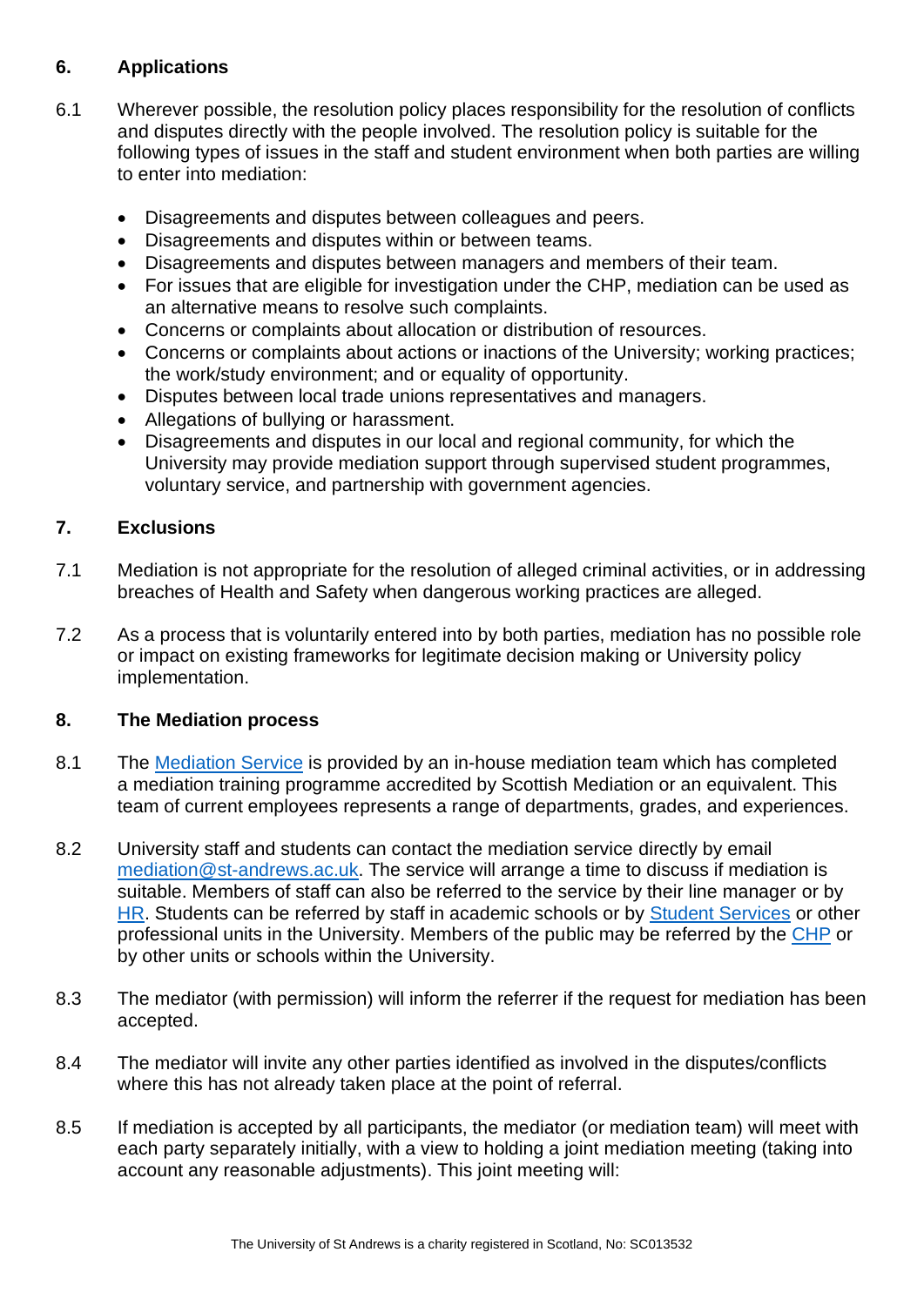## 6. Applications

6.1 Wherever possible, the resolution policy places responsibility for the resolution of conflicts and disputes directly with the people involved. The resolution policy is suitable for the following types of issues in the staff and student environment when both parties are willing to enter into mediation:

- Disagreements and disputes between colleagues and peers.
- Disagreements and disputes within or between teams.
- Disagreements and disputes between managers and members of their team.
- For issues that are eligible for investigation under the CHP, mediation can be used as an alternative means to resolve such complaints.
- Concerns or complaints about allocation or distribution of resources.
- Concerns or complaints about actions or inactions of the University; working practices; the work/study environment; and or equality of opportunity.
- Disputes between local trade unions representatives and managers.
- Allegations of bullying or harassment.
- Disagreements and disputes in our local and regional community, for which the University may provide mediation support through supervised student programmes, voluntary service, and partnership with government agencies.

## 7. Exclusions

7.1 Mediation is not appropriate for the resolution of alleged criminal activities, or in addressing breaches of Health and Safety when dangerous working practices are alleged.

7.2 As a process that is voluntarily entered into by both parties, mediation has no possible role or impact on existing frameworks for legitimate decision making or University policy implementation.

## 8. The Mediation process

8.1 The Mediation Service is provided by an in-house mediation team which has completed a mediation training programme accredited by Scottish Mediation or an equivalent. This team of current employees represents a range of departments, grades, and experiences.

8.2 University staff and students can contact the mediation service directly by email mediation@st-andrews.ac.uk. The service will arrange a time to discuss if mediation is suitable. Members of staff can also be referred to the service by their line manager or by HR. Students can be referred by staff in academic schools or by Student Services or other professional units in the University. Members of the public may be referred by the CHP or by other units or schools within the University.

8.3 The mediator (with permission) will inform the referrer if the request for mediation has been accepted.

8.4 The mediator will invite any other parties identified as involved in the disputes/conflicts where this has not already taken place at the point of referral.

8.5 If mediation is accepted by all participants, the mediator (or mediation team) will meet with each party separately initially, with a view to holding a joint mediation meeting (taking into account any reasonable adjustments). This joint meeting will: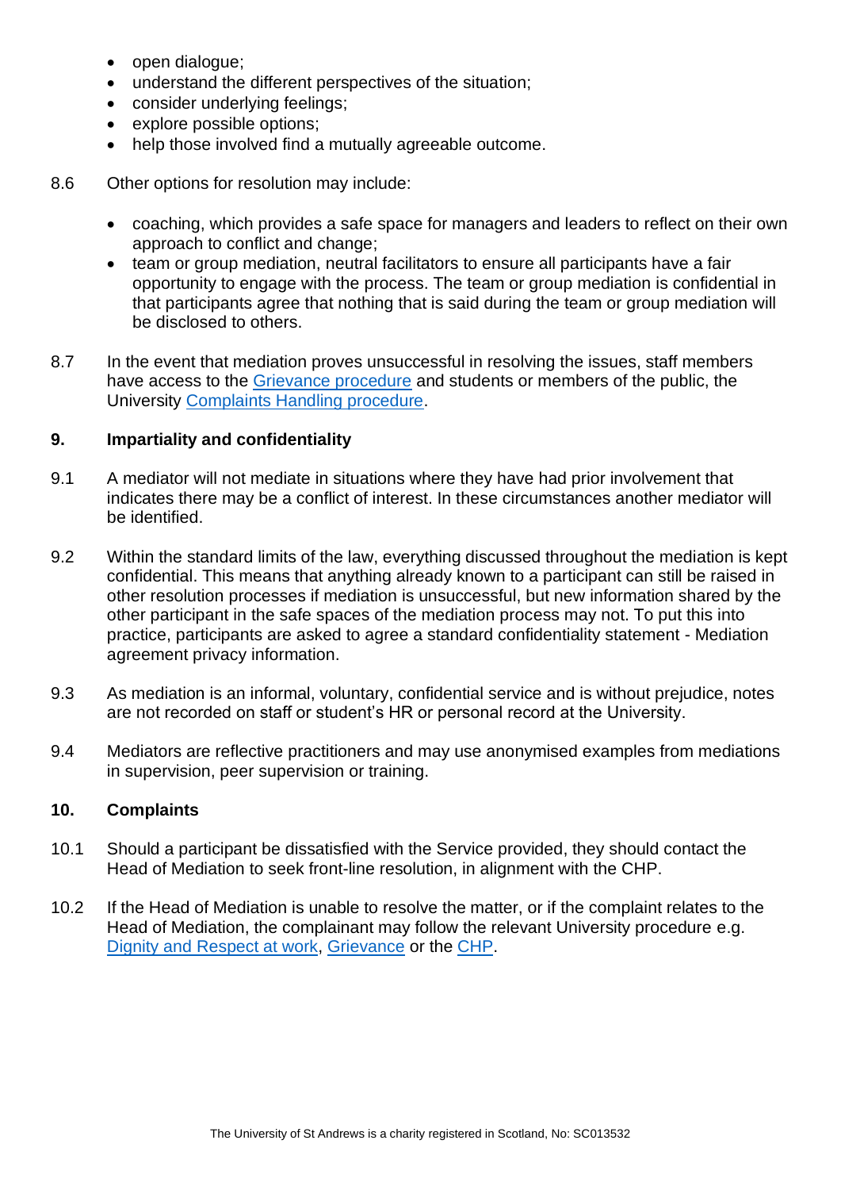- open dialogue;
- understand the different perspectives of the situation;
- consider underlying feelings;
- explore possible options;
- help those involved find a mutually agreeable outcome.

8.6 Other options for resolution may include:

- coaching, which provides a safe space for managers and leaders to reflect on their own approach to conflict and change;
- team or group mediation, neutral facilitators to ensure all participants have a fair opportunity to engage with the process. The team or group mediation is confidential in that participants agree that nothing that is said during the team or group mediation will be disclosed to others.

8.7 In the event that mediation proves unsuccessful in resolving the issues, staff members have access to the [Grievance procedure]() and students or members of the public, the University [Complaints Handling procedure]().

## 9. Impartiality and confidentiality

9.1 A mediator will not mediate in situations where they have had prior involvement that indicates there may be a conflict of interest. In these circumstances another mediator will be identified.

9.2 Within the standard limits of the law, everything discussed throughout the mediation is kept confidential. This means that anything already known to a participant can still be raised in other resolution processes if mediation is unsuccessful, but new information shared by the other participant in the safe spaces of the mediation process may not. To put this into practice, participants are asked to agree a standard confidentiality statement - Mediation agreement privacy information.

9.3 As mediation is an informal, voluntary, confidential service and is without prejudice, notes are not recorded on staff or student's HR or personal record at the University.

9.4 Mediators are reflective practitioners and may use anonymised examples from mediations in supervision, peer supervision or training.

## 10. Complaints

10.1 Should a participant be dissatisfied with the Service provided, they should contact the Head of Mediation to seek front-line resolution, in alignment with the CHP.

10.2 If the Head of Mediation is unable to resolve the matter, or if the complaint relates to the Head of Mediation, the complainant may follow the relevant University procedure e.g. [Dignity and Respect at work](), [Grievance]() or the [CHP]().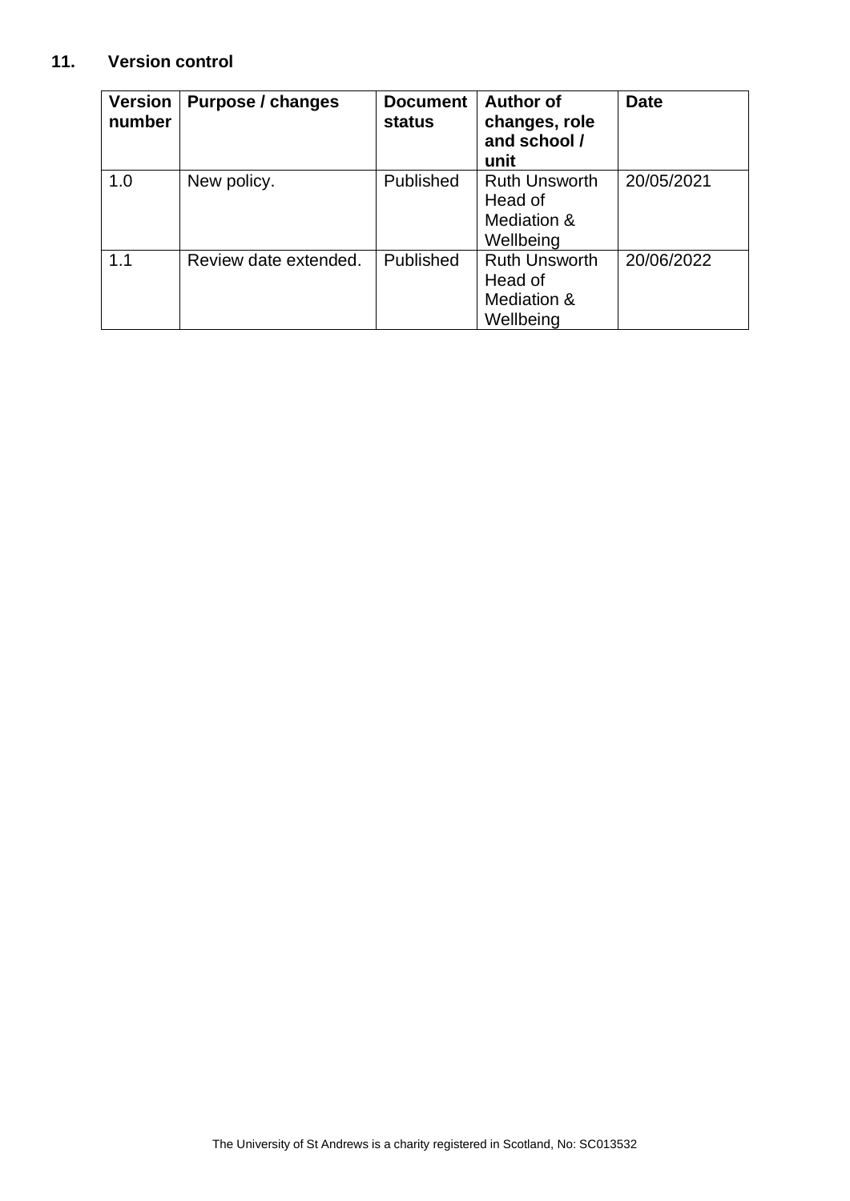## 11. Version control

| Version number | Purpose / changes | Document status | Author of changes, role and school / unit | Date |
|---|---|---|---|---|
| 1.0 | New policy. | Published | Ruth Unsworth Head of Mediation & Wellbeing | 20/05/2021 |
| 1.1 | Review date extended. | Published | Ruth Unsworth Head of Mediation & Wellbeing | 20/06/2022 |

The University of St Andrews is a charity registered in Scotland, No: SC013532